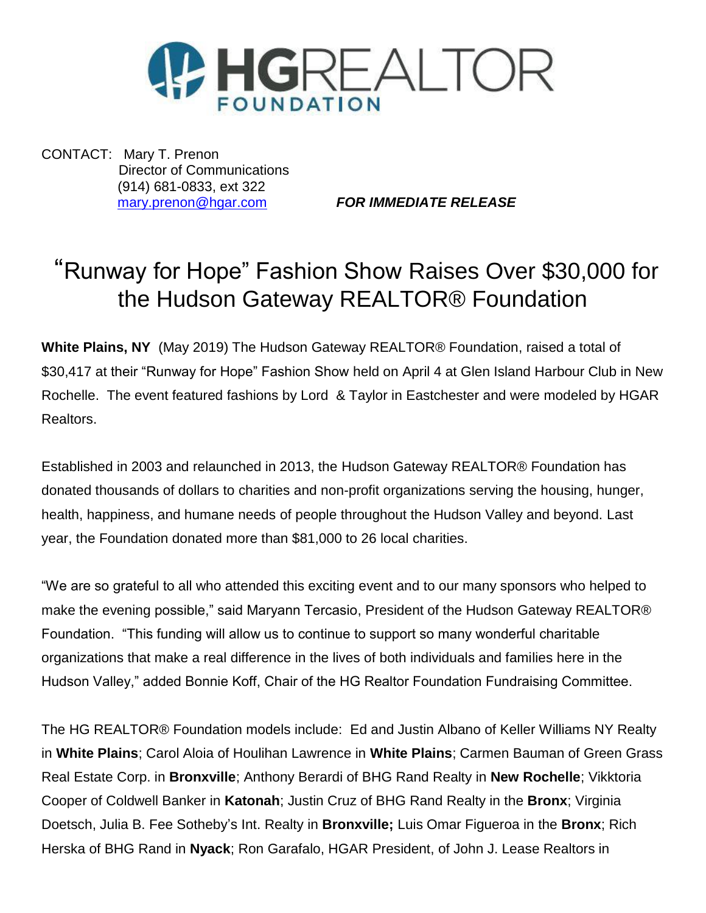HGREALTOR FOUNDATION

CONTACT: Mary T. Prenon
Director of Communications
(914) 681-0833, ext 322
mary.prenon@hgar.com

***FOR IMMEDIATE RELEASE***

# "Runway for Hope" Fashion Show Raises Over $30,000 for the Hudson Gateway REALTOR® Foundation

**White Plains, NY** (May 2019) The Hudson Gateway REALTOR® Foundation, raised a total of $30,417 at their "Runway for Hope" Fashion Show held on April 4 at Glen Island Harbour Club in New Rochelle. The event featured fashions by Lord & Taylor in Eastchester and were modeled by HGAR Realtors.

Established in 2003 and relaunched in 2013, the Hudson Gateway REALTOR® Foundation has donated thousands of dollars to charities and non-profit organizations serving the housing, hunger, health, happiness, and humane needs of people throughout the Hudson Valley and beyond. Last year, the Foundation donated more than $81,000 to 26 local charities.

"We are so grateful to all who attended this exciting event and to our many sponsors who helped to make the evening possible," said Maryann Tercasio, President of the Hudson Gateway REALTOR® Foundation. "This funding will allow us to continue to support so many wonderful charitable organizations that make a real difference in the lives of both individuals and families here in the Hudson Valley," added Bonnie Koff, Chair of the HG Realtor Foundation Fundraising Committee.

The HG REALTOR® Foundation models include: Ed and Justin Albano of Keller Williams NY Realty in **White Plains**; Carol Aloia of Houlihan Lawrence in **White Plains**; Carmen Bauman of Green Grass Real Estate Corp. in **Bronxville**; Anthony Berardi of BHG Rand Realty in **New Rochelle**; Vikktoria Cooper of Coldwell Banker in **Katonah**; Justin Cruz of BHG Rand Realty in the **Bronx**; Virginia Doetsch, Julia B. Fee Sotheby's Int. Realty in **Bronxville;** Luis Omar Figueroa in the **Bronx**; Rich Herska of BHG Rand in **Nyack**; Ron Garafalo, HGAR President, of John J. Lease Realtors in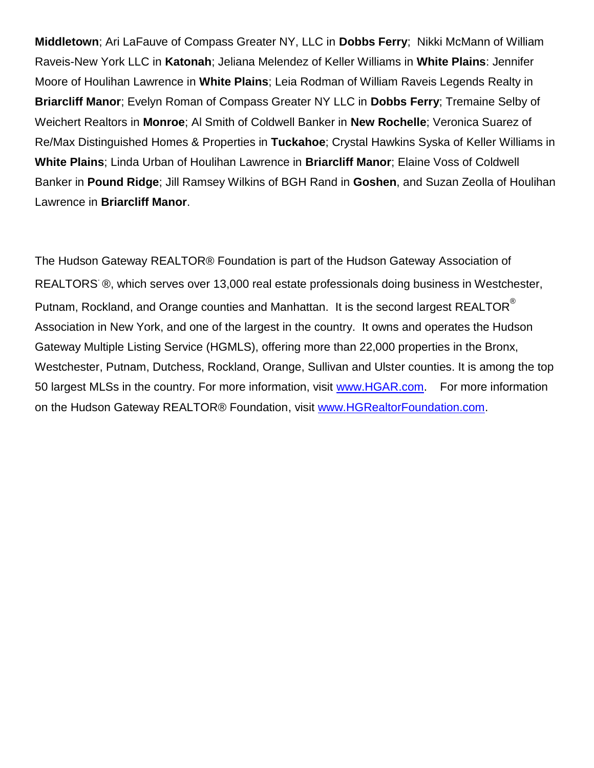**Middletown**; Ari LaFauve of Compass Greater NY, LLC in **Dobbs Ferry**; Nikki McMann of William Raveis-New York LLC in **Katonah**; Jeliana Melendez of Keller Williams in **White Plains**: Jennifer Moore of Houlihan Lawrence in **White Plains**; Leia Rodman of William Raveis Legends Realty in **Briarcliff Manor**; Evelyn Roman of Compass Greater NY LLC in **Dobbs Ferry**; Tremaine Selby of Weichert Realtors in **Monroe**; Al Smith of Coldwell Banker in **New Rochelle**; Veronica Suarez of Re/Max Distinguished Homes & Properties in **Tuckahoe**; Crystal Hawkins Syska of Keller Williams in **White Plains**; Linda Urban of Houlihan Lawrence in **Briarcliff Manor**; Elaine Voss of Coldwell Banker in **Pound Ridge**; Jill Ramsey Wilkins of BGH Rand in **Goshen**, and Suzan Zeolla of Houlihan Lawrence in **Briarcliff Manor**.

The Hudson Gateway REALTOR® Foundation is part of the Hudson Gateway Association of REALTORS®, which serves over 13,000 real estate professionals doing business in Westchester, Putnam, Rockland, and Orange counties and Manhattan. It is the second largest REALTOR® Association in New York, and one of the largest in the country. It owns and operates the Hudson Gateway Multiple Listing Service (HGMLS), offering more than 22,000 properties in the Bronx, Westchester, Putnam, Dutchess, Rockland, Orange, Sullivan and Ulster counties. It is among the top 50 largest MLSs in the country. For more information, visit www.HGAR.com. For more information on the Hudson Gateway REALTOR® Foundation, visit www.HGRealtorFoundation.com.